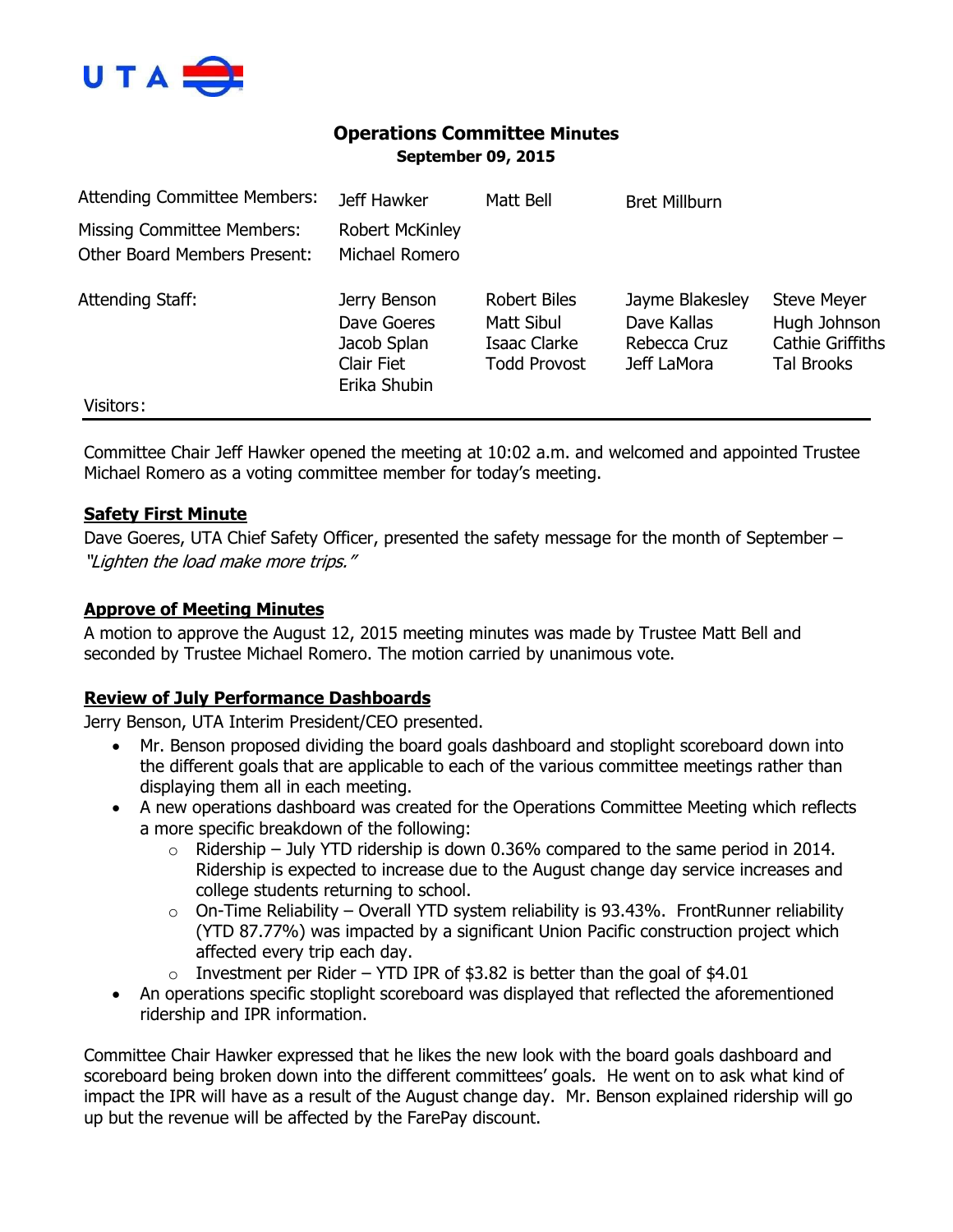# Operations Committee Minutes

**September 09, 2015**

| | | | | |
|---|---|---|---|---|
| Attending Committee Members: | Jeff Hawker | Matt Bell | Bret Millburn | |
| Missing Committee Members: | Robert McKinley | | | |
| Other Board Members Present: | Michael Romero | | | |
| Attending Staff: | Jerry Benson | Robert Biles | Jayme Blakesley | Steve Meyer |
| | Dave Goeres | Matt Sibul | Dave Kallas | Hugh Johnson |
| | Jacob Splan | Isaac Clarke | Rebecca Cruz | Cathie Griffiths |
| | Clair Fiet | Todd Provost | Jeff LaMora | Tal Brooks |
| | Erika Shubin | | | |
| Visitors: | | | | |

Committee Chair Jeff Hawker opened the meeting at 10:02 a.m. and welcomed and appointed Trustee Michael Romero as a voting committee member for today's meeting.

**Safety First Minute**

Dave Goeres, UTA Chief Safety Officer, presented the safety message for the month of September – *"Lighten the load make more trips."*

**Approve of Meeting Minutes**

A motion to approve the August 12, 2015 meeting minutes was made by Trustee Matt Bell and seconded by Trustee Michael Romero. The motion carried by unanimous vote.

**Review of July Performance Dashboards**

Jerry Benson, UTA Interim President/CEO presented.

- Mr. Benson proposed dividing the board goals dashboard and stoplight scoreboard down into the different goals that are applicable to each of the various committee meetings rather than displaying them all in each meeting.
- A new operations dashboard was created for the Operations Committee Meeting which reflects a more specific breakdown of the following:
    - Ridership – July YTD ridership is down 0.36% compared to the same period in 2014. Ridership is expected to increase due to the August change day service increases and college students returning to school.
    - On-Time Reliability – Overall YTD system reliability is 93.43%. FrontRunner reliability (YTD 87.77%) was impacted by a significant Union Pacific construction project which affected every trip each day.
    - Investment per Rider – YTD IPR of $3.82 is better than the goal of $4.01
- An operations specific stoplight scoreboard was displayed that reflected the aforementioned ridership and IPR information.

Committee Chair Hawker expressed that he likes the new look with the board goals dashboard and scoreboard being broken down into the different committees' goals. He went on to ask what kind of impact the IPR will have as a result of the August change day. Mr. Benson explained ridership will go up but the revenue will be affected by the FarePay discount.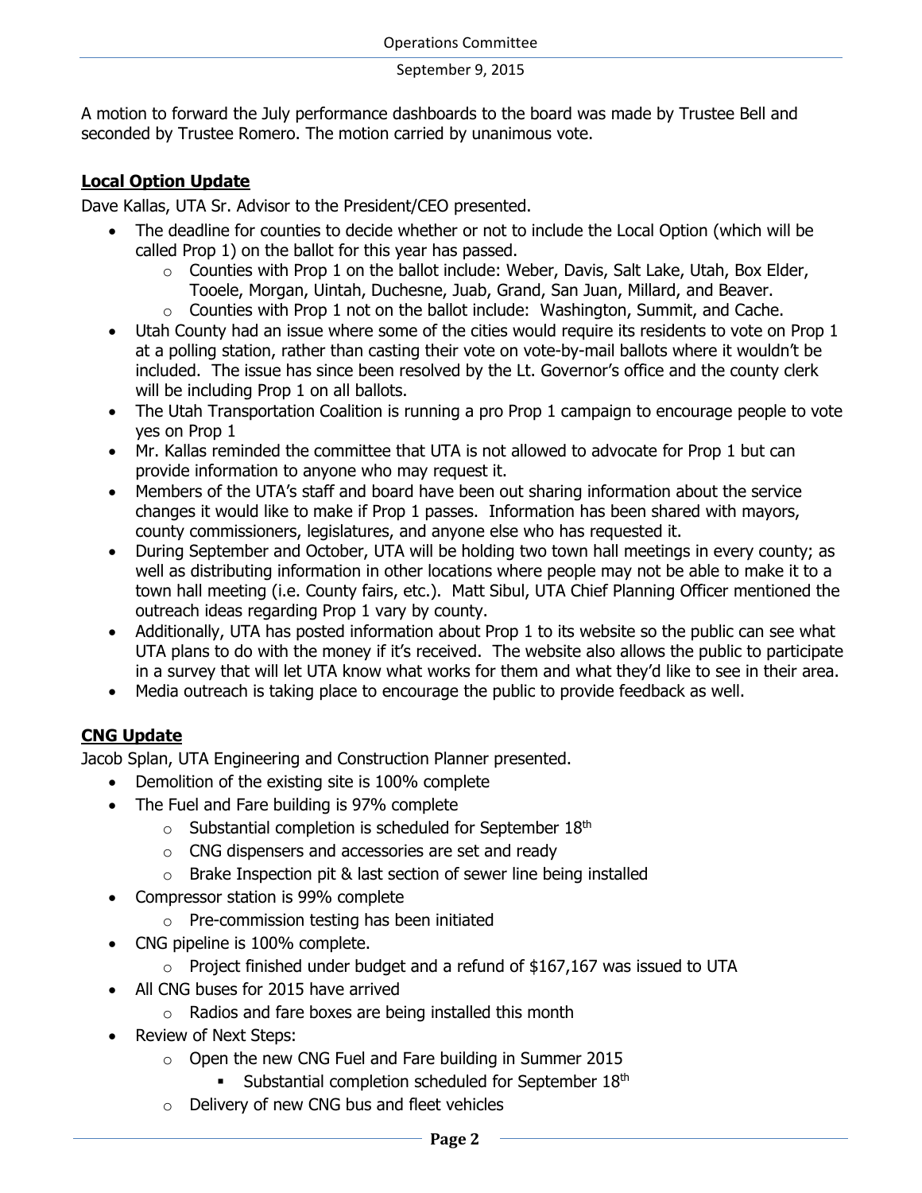A motion to forward the July performance dashboards to the board was made by Trustee Bell and seconded by Trustee Romero. The motion carried by unanimous vote.

## **Local Option Update**

Dave Kallas, UTA Sr. Advisor to the President/CEO presented.

- The deadline for counties to decide whether or not to include the Local Option (which will be called Prop 1) on the ballot for this year has passed.
  - Counties with Prop 1 on the ballot include: Weber, Davis, Salt Lake, Utah, Box Elder, Tooele, Morgan, Uintah, Duchesne, Juab, Grand, San Juan, Millard, and Beaver.
  - Counties with Prop 1 not on the ballot include: Washington, Summit, and Cache.
- Utah County had an issue where some of the cities would require its residents to vote on Prop 1 at a polling station, rather than casting their vote on vote-by-mail ballots where it wouldn't be included. The issue has since been resolved by the Lt. Governor's office and the county clerk will be including Prop 1 on all ballots.
- The Utah Transportation Coalition is running a pro Prop 1 campaign to encourage people to vote yes on Prop 1
- Mr. Kallas reminded the committee that UTA is not allowed to advocate for Prop 1 but can provide information to anyone who may request it.
- Members of the UTA's staff and board have been out sharing information about the service changes it would like to make if Prop 1 passes. Information has been shared with mayors, county commissioners, legislatures, and anyone else who has requested it.
- During September and October, UTA will be holding two town hall meetings in every county; as well as distributing information in other locations where people may not be able to make it to a town hall meeting (i.e. County fairs, etc.). Matt Sibul, UTA Chief Planning Officer mentioned the outreach ideas regarding Prop 1 vary by county.
- Additionally, UTA has posted information about Prop 1 to its website so the public can see what UTA plans to do with the money if it's received. The website also allows the public to participate in a survey that will let UTA know what works for them and what they'd like to see in their area.
- Media outreach is taking place to encourage the public to provide feedback as well.

## **CNG Update**

Jacob Splan, UTA Engineering and Construction Planner presented.

- Demolition of the existing site is 100% complete
- The Fuel and Fare building is 97% complete
  - Substantial completion is scheduled for September 18th
  - CNG dispensers and accessories are set and ready
  - Brake Inspection pit & last section of sewer line being installed
- Compressor station is 99% complete
  - Pre-commission testing has been initiated
- CNG pipeline is 100% complete.
  - Project finished under budget and a refund of $167,167 was issued to UTA
- All CNG buses for 2015 have arrived
  - Radios and fare boxes are being installed this month
- Review of Next Steps:
  - Open the new CNG Fuel and Fare building in Summer 2015
    - Substantial completion scheduled for September 18th
  - Delivery of new CNG bus and fleet vehicles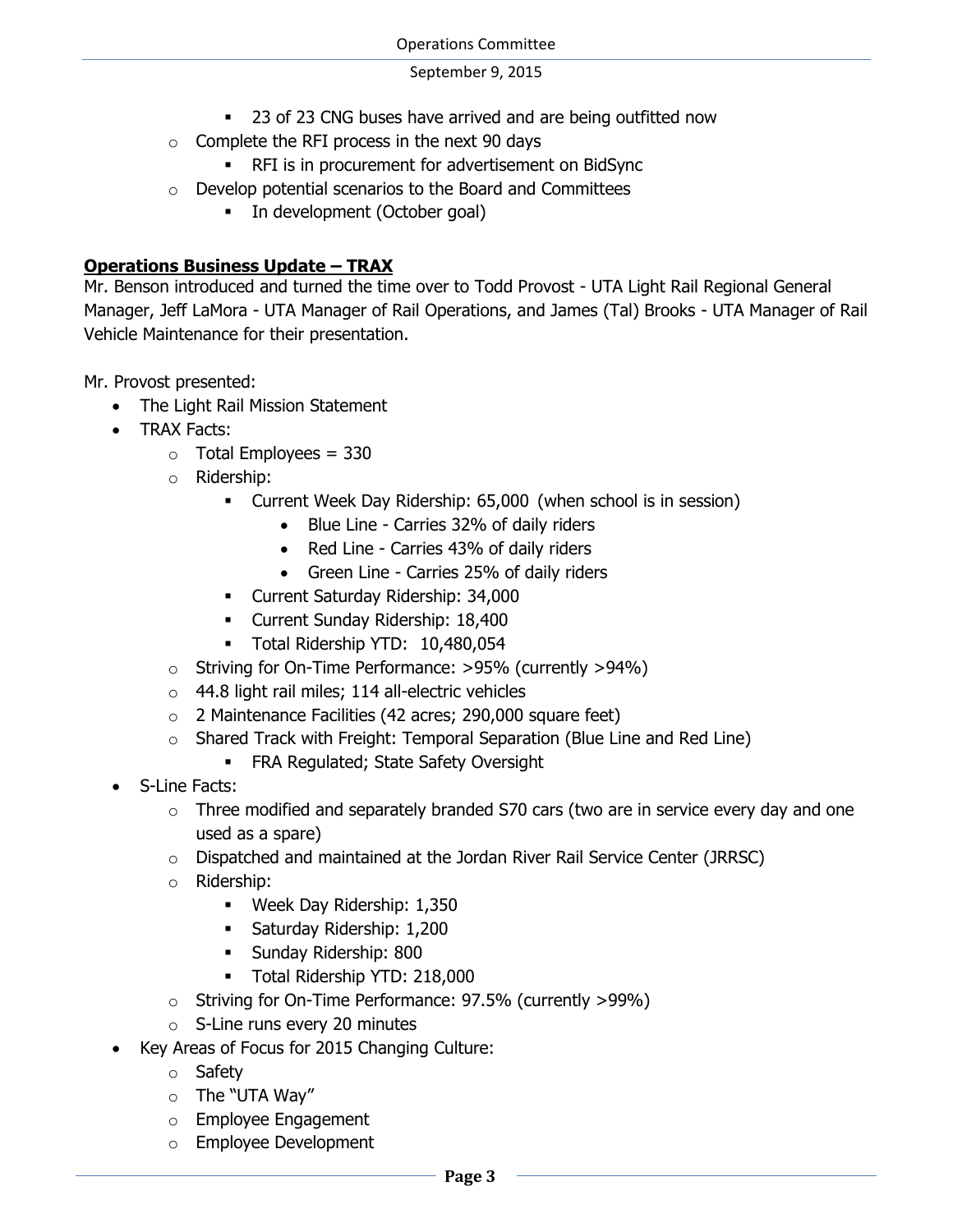- 23 of 23 CNG buses have arrived and are being outfitted now
    - Complete the RFI process in the next 90 days
        - RFI is in procurement for advertisement on BidSync
    - Develop potential scenarios to the Board and Committees
        - In development (October goal)

**Operations Business Update – TRAX**

Mr. Benson introduced and turned the time over to Todd Provost - UTA Light Rail Regional General Manager, Jeff LaMora - UTA Manager of Rail Operations, and James (Tal) Brooks - UTA Manager of Rail Vehicle Maintenance for their presentation.

Mr. Provost presented:

- The Light Rail Mission Statement
- TRAX Facts:
    - Total Employees = 330
    - Ridership:
        - Current Week Day Ridership: 65,000 (when school is in session)
            - Blue Line - Carries 32% of daily riders
            - Red Line - Carries 43% of daily riders
            - Green Line - Carries 25% of daily riders
        - Current Saturday Ridership: 34,000
        - Current Sunday Ridership: 18,400
        - Total Ridership YTD: 10,480,054
    - Striving for On-Time Performance: >95% (currently >94%)
    - 44.8 light rail miles; 114 all-electric vehicles
    - 2 Maintenance Facilities (42 acres; 290,000 square feet)
    - Shared Track with Freight: Temporal Separation (Blue Line and Red Line)
        - FRA Regulated; State Safety Oversight
- S-Line Facts:
    - Three modified and separately branded S70 cars (two are in service every day and one used as a spare)
    - Dispatched and maintained at the Jordan River Rail Service Center (JRRSC)
    - Ridership:
        - Week Day Ridership: 1,350
        - Saturday Ridership: 1,200
        - Sunday Ridership: 800
        - Total Ridership YTD: 218,000
    - Striving for On-Time Performance: 97.5% (currently >99%)
    - S-Line runs every 20 minutes
- Key Areas of Focus for 2015 Changing Culture:
    - Safety
    - The "UTA Way"
    - Employee Engagement
    - Employee Development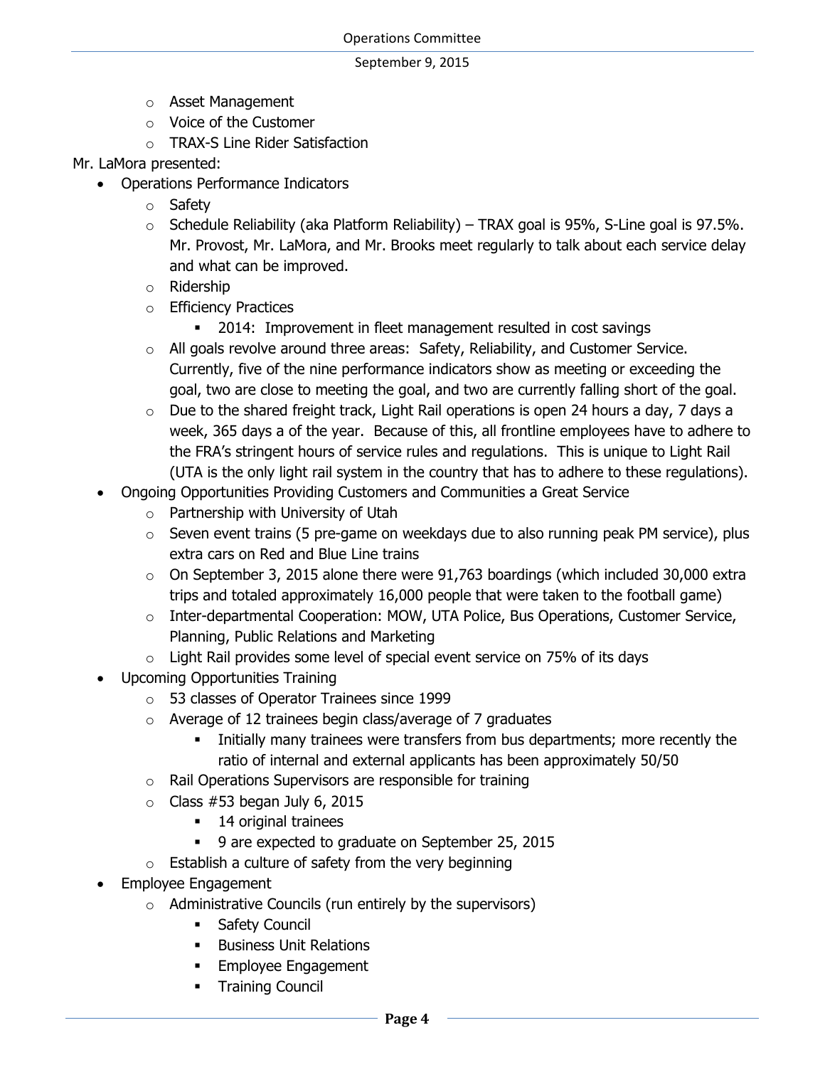- Asset Management
    - Voice of the Customer
    - TRAX-S Line Rider Satisfaction

Mr. LaMora presented:

- Operations Performance Indicators
    - Safety
    - Schedule Reliability (aka Platform Reliability) – TRAX goal is 95%, S-Line goal is 97.5%. Mr. Provost, Mr. LaMora, and Mr. Brooks meet regularly to talk about each service delay and what can be improved.
    - Ridership
    - Efficiency Practices
        - 2014: Improvement in fleet management resulted in cost savings
    - All goals revolve around three areas: Safety, Reliability, and Customer Service. Currently, five of the nine performance indicators show as meeting or exceeding the goal, two are close to meeting the goal, and two are currently falling short of the goal.
    - Due to the shared freight track, Light Rail operations is open 24 hours a day, 7 days a week, 365 days a of the year. Because of this, all frontline employees have to adhere to the FRA's stringent hours of service rules and regulations. This is unique to Light Rail (UTA is the only light rail system in the country that has to adhere to these regulations).
- Ongoing Opportunities Providing Customers and Communities a Great Service
    - Partnership with University of Utah
    - Seven event trains (5 pre-game on weekdays due to also running peak PM service), plus extra cars on Red and Blue Line trains
    - On September 3, 2015 alone there were 91,763 boardings (which included 30,000 extra trips and totaled approximately 16,000 people that were taken to the football game)
    - Inter-departmental Cooperation: MOW, UTA Police, Bus Operations, Customer Service, Planning, Public Relations and Marketing
    - Light Rail provides some level of special event service on 75% of its days
- Upcoming Opportunities Training
    - 53 classes of Operator Trainees since 1999
    - Average of 12 trainees begin class/average of 7 graduates
        - Initially many trainees were transfers from bus departments; more recently the ratio of internal and external applicants has been approximately 50/50
    - Rail Operations Supervisors are responsible for training
    - Class #53 began July 6, 2015
        - 14 original trainees
        - 9 are expected to graduate on September 25, 2015
    - Establish a culture of safety from the very beginning
- Employee Engagement
    - Administrative Councils (run entirely by the supervisors)
        - Safety Council
        - Business Unit Relations
        - Employee Engagement
        - Training Council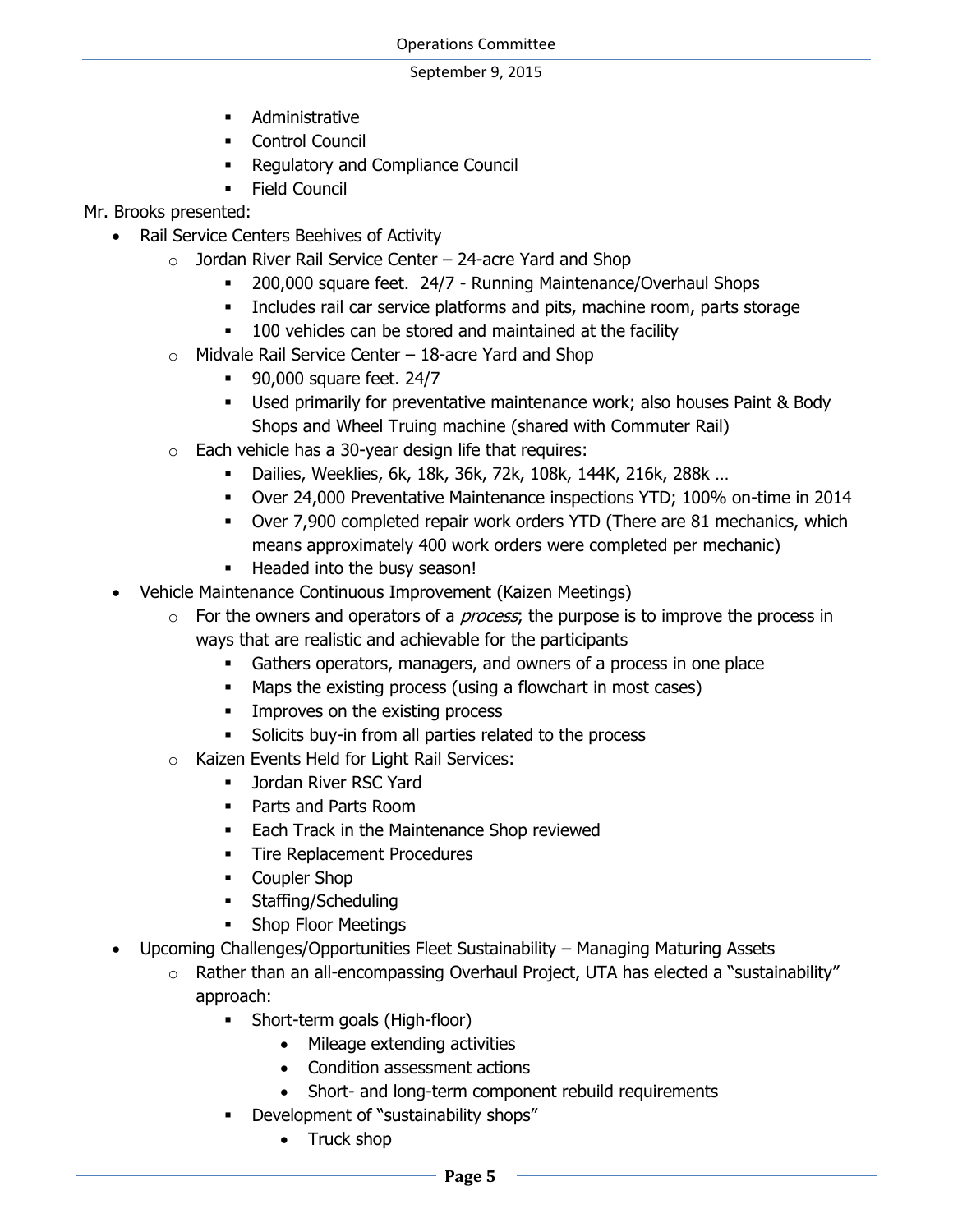- Administrative
        - Control Council
        - Regulatory and Compliance Council
        - Field Council

Mr. Brooks presented:

- Rail Service Centers Beehives of Activity
    - Jordan River Rail Service Center – 24-acre Yard and Shop
        - 200,000 square feet. 24/7 - Running Maintenance/Overhaul Shops
        - Includes rail car service platforms and pits, machine room, parts storage
        - 100 vehicles can be stored and maintained at the facility
    - Midvale Rail Service Center – 18-acre Yard and Shop
        - 90,000 square feet. 24/7
        - Used primarily for preventative maintenance work; also houses Paint & Body Shops and Wheel Truing machine (shared with Commuter Rail)
    - Each vehicle has a 30-year design life that requires:
        - Dailies, Weeklies, 6k, 18k, 36k, 72k, 108k, 144K, 216k, 288k …
        - Over 24,000 Preventative Maintenance inspections YTD; 100% on-time in 2014
        - Over 7,900 completed repair work orders YTD (There are 81 mechanics, which means approximately 400 work orders were completed per mechanic)
        - Headed into the busy season!
- Vehicle Maintenance Continuous Improvement (Kaizen Meetings)
    - For the owners and operators of a *process*; the purpose is to improve the process in ways that are realistic and achievable for the participants
        - Gathers operators, managers, and owners of a process in one place
        - Maps the existing process (using a flowchart in most cases)
        - Improves on the existing process
        - Solicits buy-in from all parties related to the process
    - Kaizen Events Held for Light Rail Services:
        - Jordan River RSC Yard
        - Parts and Parts Room
        - Each Track in the Maintenance Shop reviewed
        - Tire Replacement Procedures
        - Coupler Shop
        - Staffing/Scheduling
        - Shop Floor Meetings
- Upcoming Challenges/Opportunities Fleet Sustainability – Managing Maturing Assets
    - Rather than an all-encompassing Overhaul Project, UTA has elected a "sustainability" approach:
        - Short-term goals (High-floor)
            - Mileage extending activities
            - Condition assessment actions
            - Short- and long-term component rebuild requirements
        - Development of "sustainability shops"
            - Truck shop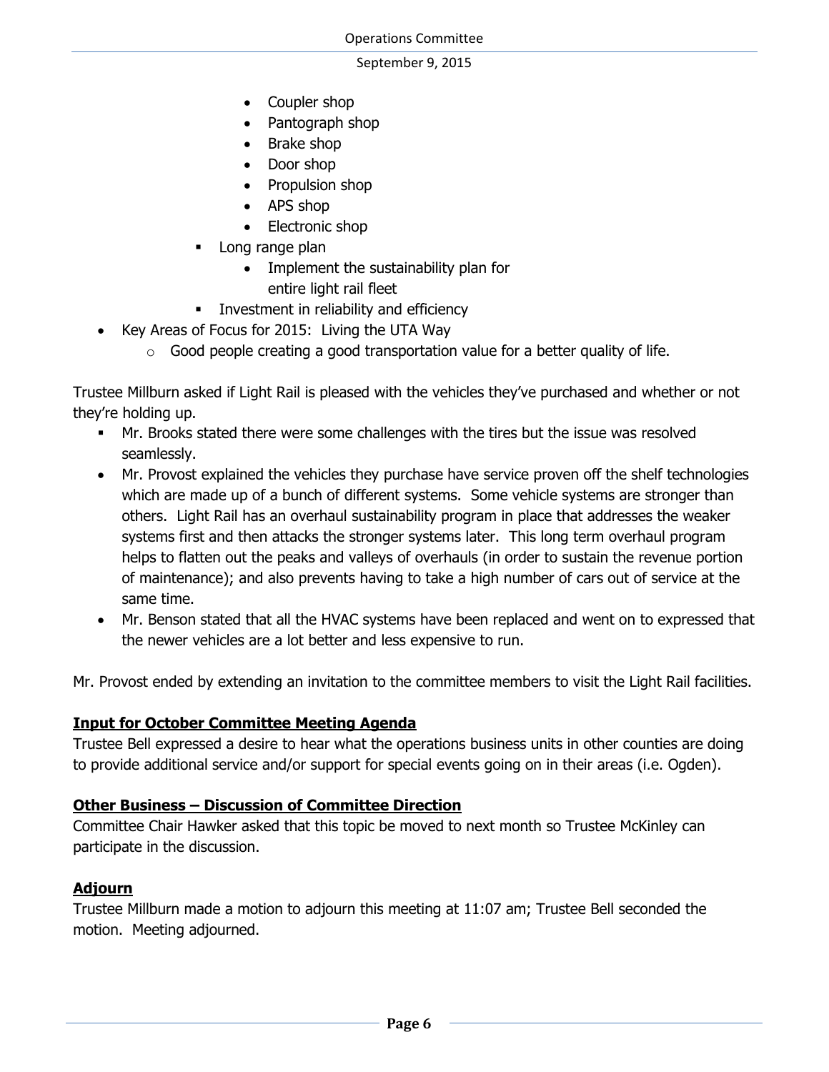- Coupler shop
      - Pantograph shop
      - Brake shop
      - Door shop
      - Propulsion shop
      - APS shop
      - Electronic shop
    - Long range plan
      - Implement the sustainability plan for entire light rail fleet
    - Investment in reliability and efficiency
- Key Areas of Focus for 2015: Living the UTA Way
  - Good people creating a good transportation value for a better quality of life.

Trustee Millburn asked if Light Rail is pleased with the vehicles they've purchased and whether or not they're holding up.

- Mr. Brooks stated there were some challenges with the tires but the issue was resolved seamlessly.
- Mr. Provost explained the vehicles they purchase have service proven off the shelf technologies which are made up of a bunch of different systems. Some vehicle systems are stronger than others. Light Rail has an overhaul sustainability program in place that addresses the weaker systems first and then attacks the stronger systems later. This long term overhaul program helps to flatten out the peaks and valleys of overhauls (in order to sustain the revenue portion of maintenance); and also prevents having to take a high number of cars out of service at the same time.
- Mr. Benson stated that all the HVAC systems have been replaced and went on to expressed that the newer vehicles are a lot better and less expensive to run.

Mr. Provost ended by extending an invitation to the committee members to visit the Light Rail facilities.

**Input for October Committee Meeting Agenda**

Trustee Bell expressed a desire to hear what the operations business units in other counties are doing to provide additional service and/or support for special events going on in their areas (i.e. Ogden).

**Other Business – Discussion of Committee Direction**

Committee Chair Hawker asked that this topic be moved to next month so Trustee McKinley can participate in the discussion.

**Adjourn**

Trustee Millburn made a motion to adjourn this meeting at 11:07 am; Trustee Bell seconded the motion. Meeting adjourned.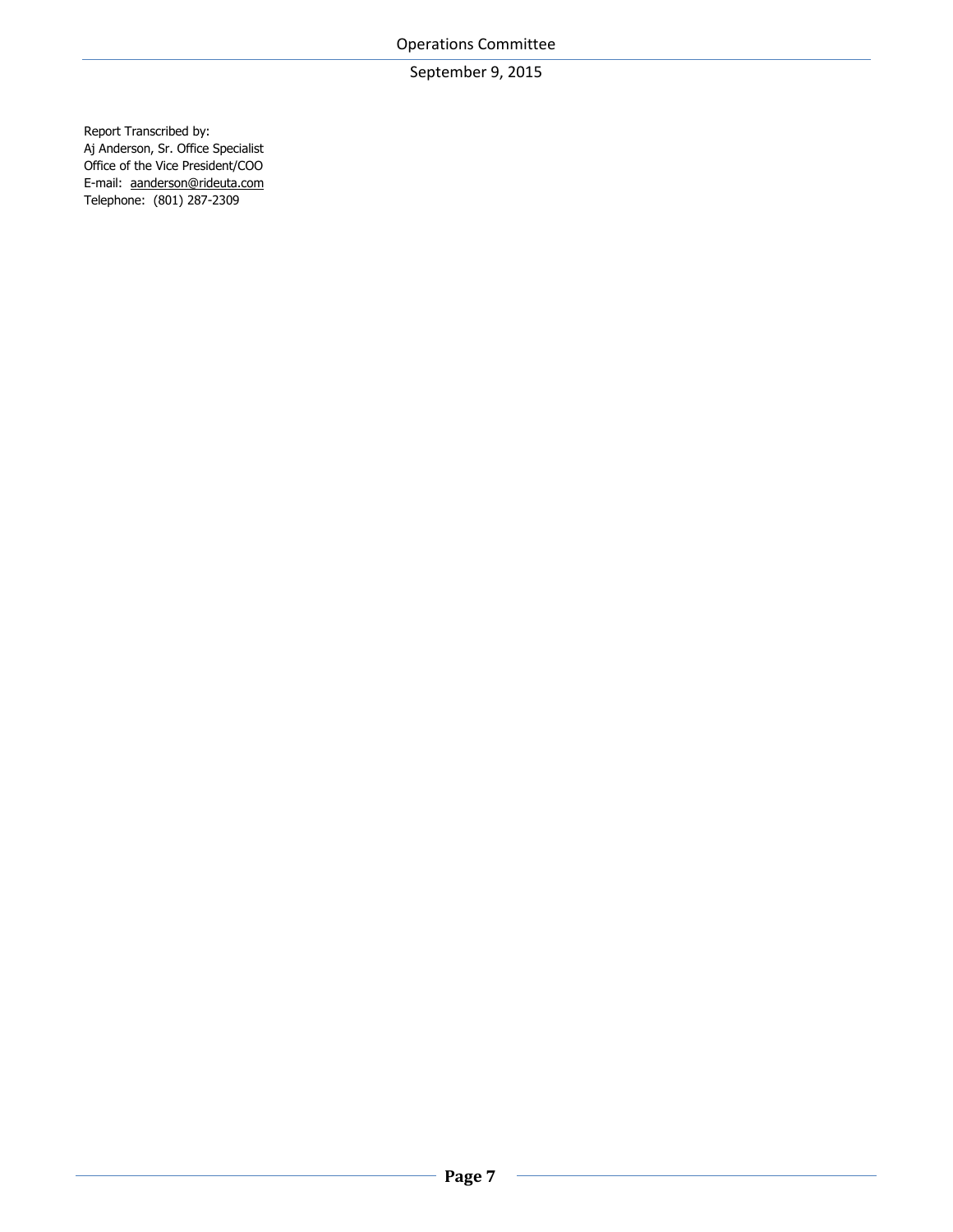Report Transcribed by:
Aj Anderson, Sr. Office Specialist
Office of the Vice President/COO
E-mail: aanderson@rideuta.com
Telephone: (801) 287-2309